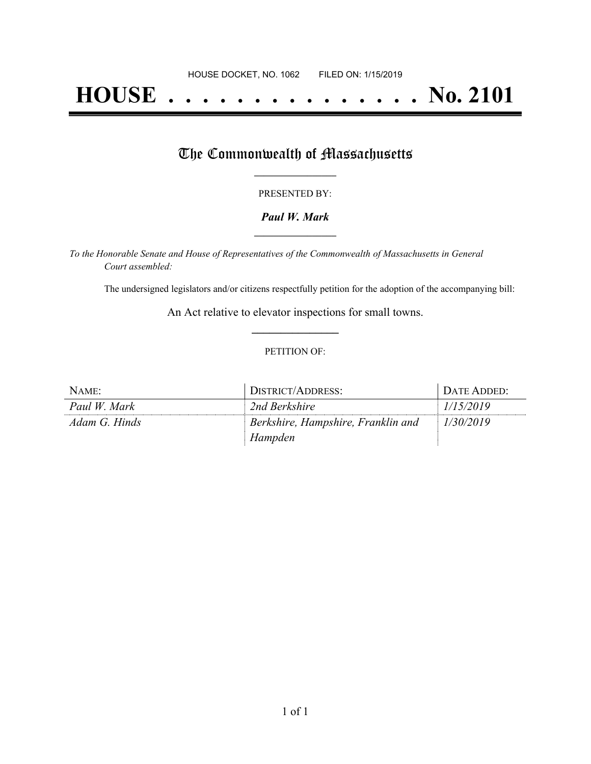HOUSE DOCKET, NO. 1062 FILED ON: 1/15/2019

# HOUSE . . . . . . . . . . . . . . . No. 2101

## The Commonwealth of Massachusetts

PRESENTED BY:

***Paul W. Mark***

*To the Honorable Senate and House of Representatives of the Commonwealth of Massachusetts in General Court assembled:*

The undersigned legislators and/or citizens respectfully petition for the adoption of the accompanying bill:

An Act relative to elevator inspections for small towns.

PETITION OF:

| NAME: | DISTRICT/ADDRESS: | DATE ADDED: |
|---|---|---|
| *Paul W. Mark* | *2nd Berkshire* | *1/15/2019* |
| *Adam G. Hinds* | *Berkshire, Hampshire, Franklin and Hampden* | *1/30/2019* |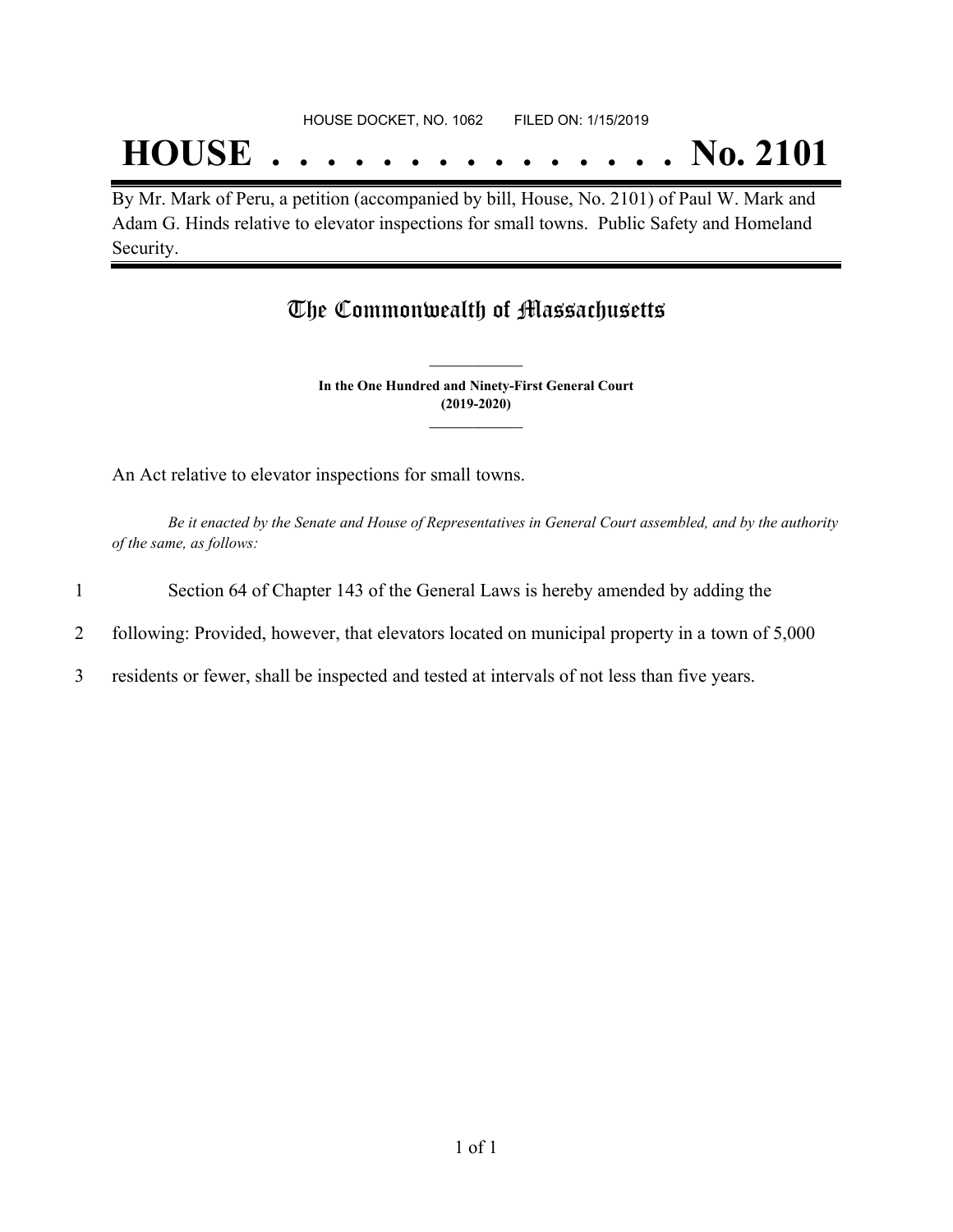HOUSE DOCKET, NO. 1062        FILED ON: 1/15/2019

# HOUSE . . . . . . . . . . . . . . . No. 2101

By Mr. Mark of Peru, a petition (accompanied by bill, House, No. 2101) of Paul W. Mark and Adam G. Hinds relative to elevator inspections for small towns. Public Safety and Homeland Security.

## The Commonwealth of Massachusetts

**In the One Hundred and Ninety-First General Court**
**(2019-2020)**

An Act relative to elevator inspections for small towns.

*Be it enacted by the Senate and House of Representatives in General Court assembled, and by the authority of the same, as follows:*

1 Section 64 of Chapter 143 of the General Laws is hereby amended by adding the
2 following: Provided, however, that elevators located on municipal property in a town of 5,000
3 residents or fewer, shall be inspected and tested at intervals of not less than five years.